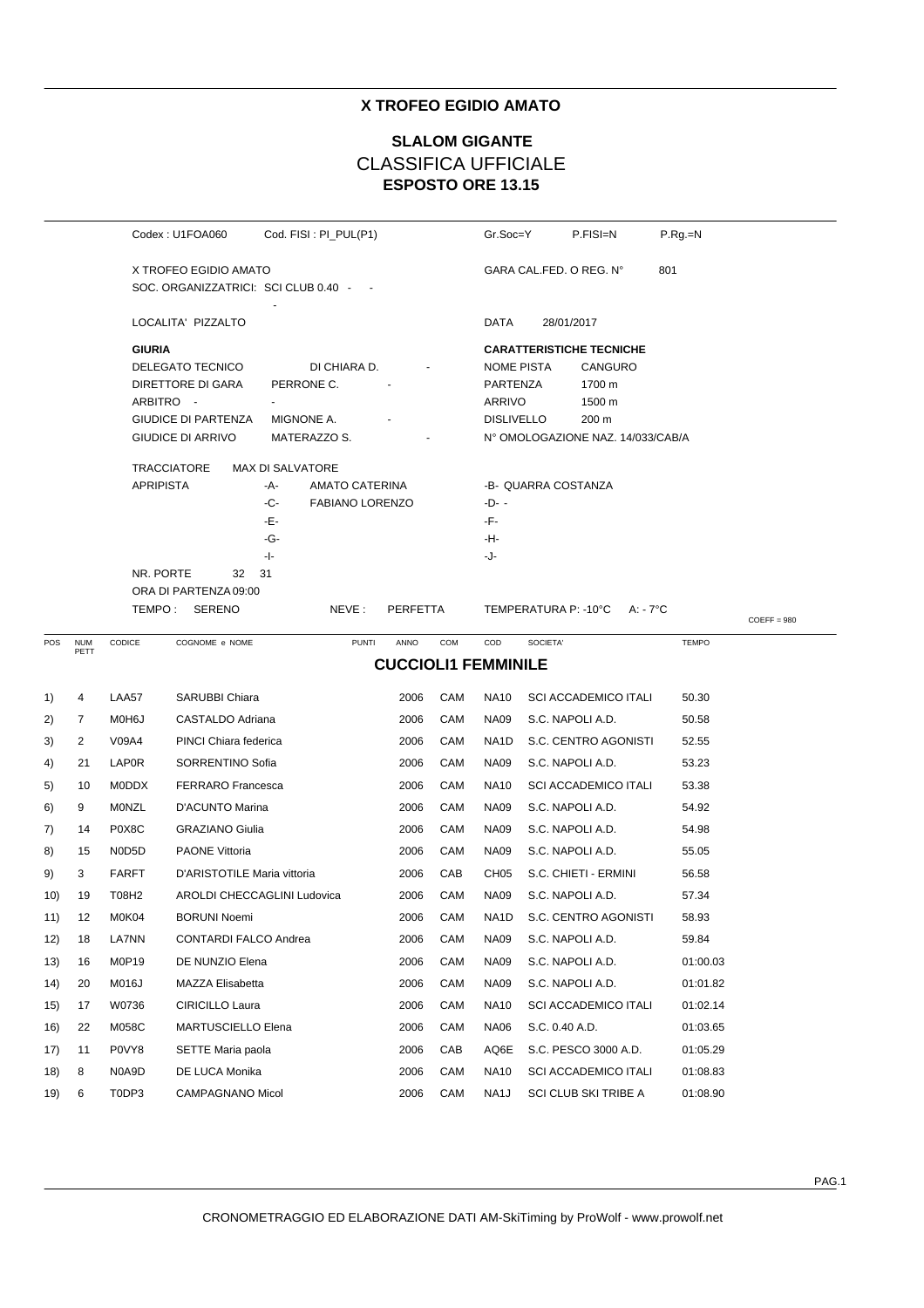# X TROFEO EGIDIO AMATO

## SLALOM GIGANTE

## CLASSIFICA UFFICIALE

**ESPOSTO ORE 13.15**

Codex : U1FOA060 &nbsp;&nbsp; Cod. FISI : PI_PUL(P1) &nbsp;&nbsp; Gr.Soc=Y &nbsp;&nbsp; P.FISI=N &nbsp;&nbsp; P.Rg.=N

X TROFEO EGIDIO AMATO &nbsp;&nbsp; GARA CAL.FED. O REG. N° 801

SOC. ORGANIZZATRICI: SCI CLUB 0.40 - - -

LOCALITA' PIZZALTO &nbsp;&nbsp; DATA 28/01/2017

**GIURIA**

DELEGATO TECNICO DI CHIARA D. -
DIRETTORE DI GARA PERRONE C. -
ARBITRO - -
GIUDICE DI PARTENZA MIGNONE A. -
GIUDICE DI ARRIVO MATERAZZO S. -

**CARATTERISTICHE TECNICHE**

NOME PISTA CANGURO
PARTENZA 1700 m
ARRIVO 1500 m
DISLIVELLO 200 m
N° OMOLOGAZIONE NAZ. 14/033/CAB/A

TRACCIATORE MAX DI SALVATORE

APRIPISTA -A- AMATO CATERINA &nbsp;&nbsp; -B- QUARRA COSTANZA
-C- FABIANO LORENZO &nbsp;&nbsp; -D- -
-E- &nbsp;&nbsp; -F-
-G- &nbsp;&nbsp; -H-
-I- &nbsp;&nbsp; -J-

NR. PORTE 32 31

ORA DI PARTENZA 09:00

TEMPO : SERENO &nbsp;&nbsp; NEVE : PERFETTA &nbsp;&nbsp; TEMPERATURA P: -10°C A: - 7°C &nbsp;&nbsp; COEFF = 980

### CUCCIOLI1 FEMMINILE

| POS | NUM PETT | CODICE | COGNOME e NOME | PUNTI | ANNO | COM | COD | SOCIETA' | TEMPO |
|---|---|---|---|---|---|---|---|---|---|
| 1) | 4 | LAA57 | SARUBBI Chiara | | 2006 | CAM | NA10 | SCI ACCADEMICO ITALI | 50.30 |
| 2) | 7 | M0H6J | CASTALDO Adriana | | 2006 | CAM | NA09 | S.C. NAPOLI A.D. | 50.58 |
| 3) | 2 | V09A4 | PINCI Chiara federica | | 2006 | CAM | NA1D | S.C. CENTRO AGONISTI | 52.55 |
| 4) | 21 | LAP0R | SORRENTINO Sofia | | 2006 | CAM | NA09 | S.C. NAPOLI A.D. | 53.23 |
| 5) | 10 | M0DDX | FERRARO Francesca | | 2006 | CAM | NA10 | SCI ACCADEMICO ITALI | 53.38 |
| 6) | 9 | M0NZL | D'ACUNTO Marina | | 2006 | CAM | NA09 | S.C. NAPOLI A.D. | 54.92 |
| 7) | 14 | P0X8C | GRAZIANO Giulia | | 2006 | CAM | NA09 | S.C. NAPOLI A.D. | 54.98 |
| 8) | 15 | N0D5D | PAONE Vittoria | | 2006 | CAM | NA09 | S.C. NAPOLI A.D. | 55.05 |
| 9) | 3 | FARFT | D'ARISTOTILE Maria vittoria | | 2006 | CAB | CH05 | S.C. CHIETI - ERMINI | 56.58 |
| 10) | 19 | T08H2 | AROLDI CHECCAGLINI Ludovica | | 2006 | CAM | NA09 | S.C. NAPOLI A.D. | 57.34 |
| 11) | 12 | M0K04 | BORUNI Noemi | | 2006 | CAM | NA1D | S.C. CENTRO AGONISTI | 58.93 |
| 12) | 18 | LA7NN | CONTARDI FALCO Andrea | | 2006 | CAM | NA09 | S.C. NAPOLI A.D. | 59.84 |
| 13) | 16 | M0P19 | DE NUNZIO Elena | | 2006 | CAM | NA09 | S.C. NAPOLI A.D. | 01:00.03 |
| 14) | 20 | M016J | MAZZA Elisabetta | | 2006 | CAM | NA09 | S.C. NAPOLI A.D. | 01:01.82 |
| 15) | 17 | W0736 | CIRICILLO Laura | | 2006 | CAM | NA10 | SCI ACCADEMICO ITALI | 01:02.14 |
| 16) | 22 | M058C | MARTUSCIELLO Elena | | 2006 | CAM | NA06 | S.C. 0.40 A.D. | 01:03.65 |
| 17) | 11 | P0VY8 | SETTE Maria paola | | 2006 | CAB | AQ6E | S.C. PESCO 3000 A.D. | 01:05.29 |
| 18) | 8 | N0A9D | DE LUCA Monika | | 2006 | CAM | NA10 | SCI ACCADEMICO ITALI | 01:08.83 |
| 19) | 6 | T0DP3 | CAMPAGNANO Micol | | 2006 | CAM | NA1J | SCI CLUB SKI TRIBE A | 01:08.90 |

CRONOMETRAGGIO ED ELABORAZIONE DATI AM-SkiTiming by ProWolf - www.prowolf.net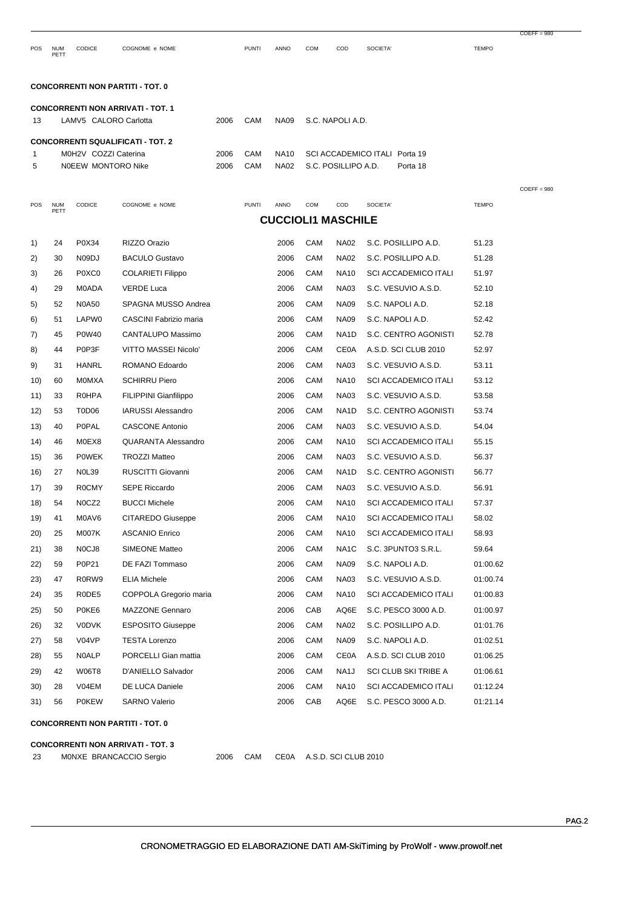COEFF = 980

| POS | NUM PETT | CODICE | COGNOME e NOME | PUNTI | ANNO | COM | COD | SOCIETA' | TEMPO |
|---|---|---|---|---|---|---|---|---|---|

**CONCORRENTI NON PARTITI - TOT. 0**

**CONCORRENTI NON ARRIVATI - TOT. 1**

| | | | | | |
|---|---|---|---|---|---|
| 13 | LAMV5 CALORO Carlotta | 2006 | CAM | NA09 | S.C. NAPOLI A.D. |

**CONCORRENTI SQUALIFICATI - TOT. 2**

| | | | | | | |
|---|---|---|---|---|---|---|
| 1 | M0H2V COZZI Caterina | 2006 | CAM | NA10 | SCI ACCADEMICO ITALI | Porta 19 |
| 5 | N0EEW MONTORO Nike | 2006 | CAM | NA02 | S.C. POSILLIPO A.D. | Porta 18 |

COEFF = 980

## CUCCIOLI1 MASCHILE

| POS | NUM PETT | CODICE | COGNOME e NOME | PUNTI | ANNO | COM | COD | SOCIETA' | TEMPO |
|---|---|---|---|---|---|---|---|---|---|
| 1) | 24 | P0X34 | RIZZO Orazio | | 2006 | CAM | NA02 | S.C. POSILLIPO A.D. | 51.23 |
| 2) | 30 | N09DJ | BACULO Gustavo | | 2006 | CAM | NA02 | S.C. POSILLIPO A.D. | 51.28 |
| 3) | 26 | P0XC0 | COLARIETI Filippo | | 2006 | CAM | NA10 | SCI ACCADEMICO ITALI | 51.97 |
| 4) | 29 | M0ADA | VERDE Luca | | 2006 | CAM | NA03 | S.C. VESUVIO A.S.D. | 52.10 |
| 5) | 52 | N0A50 | SPAGNA MUSSO Andrea | | 2006 | CAM | NA09 | S.C. NAPOLI A.D. | 52.18 |
| 6) | 51 | LAPW0 | CASCINI Fabrizio maria | | 2006 | CAM | NA09 | S.C. NAPOLI A.D. | 52.42 |
| 7) | 45 | P0W40 | CANTALUPO Massimo | | 2006 | CAM | NA1D | S.C. CENTRO AGONISTI | 52.78 |
| 8) | 44 | P0P3F | VITTO MASSEI Nicolo' | | 2006 | CAM | CE0A | A.S.D. SCI CLUB 2010 | 52.97 |
| 9) | 31 | HANRL | ROMANO Edoardo | | 2006 | CAM | NA03 | S.C. VESUVIO A.S.D. | 53.11 |
| 10) | 60 | M0MXA | SCHIRRU Piero | | 2006 | CAM | NA10 | SCI ACCADEMICO ITALI | 53.12 |
| 11) | 33 | R0HPA | FILIPPINI Gianfilippo | | 2006 | CAM | NA03 | S.C. VESUVIO A.S.D. | 53.58 |
| 12) | 53 | T0D06 | IARUSSI Alessandro | | 2006 | CAM | NA1D | S.C. CENTRO AGONISTI | 53.74 |
| 13) | 40 | P0PAL | CASCONE Antonio | | 2006 | CAM | NA03 | S.C. VESUVIO A.S.D. | 54.04 |
| 14) | 46 | M0EX8 | QUARANTA Alessandro | | 2006 | CAM | NA10 | SCI ACCADEMICO ITALI | 55.15 |
| 15) | 36 | P0WEK | TROZZI Matteo | | 2006 | CAM | NA03 | S.C. VESUVIO A.S.D. | 56.37 |
| 16) | 27 | N0L39 | RUSCITTI Giovanni | | 2006 | CAM | NA1D | S.C. CENTRO AGONISTI | 56.77 |
| 17) | 39 | R0CMY | SEPE Riccardo | | 2006 | CAM | NA03 | S.C. VESUVIO A.S.D. | 56.91 |
| 18) | 54 | N0CZ2 | BUCCI Michele | | 2006 | CAM | NA10 | SCI ACCADEMICO ITALI | 57.37 |
| 19) | 41 | M0AV6 | CITAREDO Giuseppe | | 2006 | CAM | NA10 | SCI ACCADEMICO ITALI | 58.02 |
| 20) | 25 | M007K | ASCANIO Enrico | | 2006 | CAM | NA10 | SCI ACCADEMICO ITALI | 58.93 |
| 21) | 38 | N0CJ8 | SIMEONE Matteo | | 2006 | CAM | NA1C | S.C. 3PUNTO3 S.R.L. | 59.64 |
| 22) | 59 | P0P21 | DE FAZI Tommaso | | 2006 | CAM | NA09 | S.C. NAPOLI A.D. | 01:00.62 |
| 23) | 47 | R0RW9 | ELIA Michele | | 2006 | CAM | NA03 | S.C. VESUVIO A.S.D. | 01:00.74 |
| 24) | 35 | R0DE5 | COPPOLA Gregorio maria | | 2006 | CAM | NA10 | SCI ACCADEMICO ITALI | 01:00.83 |
| 25) | 50 | P0KE6 | MAZZONE Gennaro | | 2006 | CAB | AQ6E | S.C. PESCO 3000 A.D. | 01:00.97 |
| 26) | 32 | V0DVK | ESPOSITO Giuseppe | | 2006 | CAM | NA02 | S.C. POSILLIPO A.D. | 01:01.76 |
| 27) | 58 | V04VP | TESTA Lorenzo | | 2006 | CAM | NA09 | S.C. NAPOLI A.D. | 01:02.51 |
| 28) | 55 | N0ALP | PORCELLI Gian mattia | | 2006 | CAM | CE0A | A.S.D. SCI CLUB 2010 | 01:06.25 |
| 29) | 42 | W06T8 | D'ANIELLO Salvador | | 2006 | CAM | NA1J | SCI CLUB SKI TRIBE A | 01:06.61 |
| 30) | 28 | V04EM | DE LUCA Daniele | | 2006 | CAM | NA10 | SCI ACCADEMICO ITALI | 01:12.24 |
| 31) | 56 | P0KEW | SARNO Valerio | | 2006 | CAB | AQ6E | S.C. PESCO 3000 A.D. | 01:21.14 |

**CONCORRENTI NON PARTITI - TOT. 0**

**CONCORRENTI NON ARRIVATI - TOT. 3**

| | | | | | |
|---|---|---|---|---|---|
| 23 | M0NXE BRANCACCIO Sergio | 2006 | CAM | CE0A | A.S.D. SCI CLUB 2010 |

CRONOMETRAGGIO ED ELABORAZIONE DATI AM-SkiTiming by ProWolf - www.prowolf.net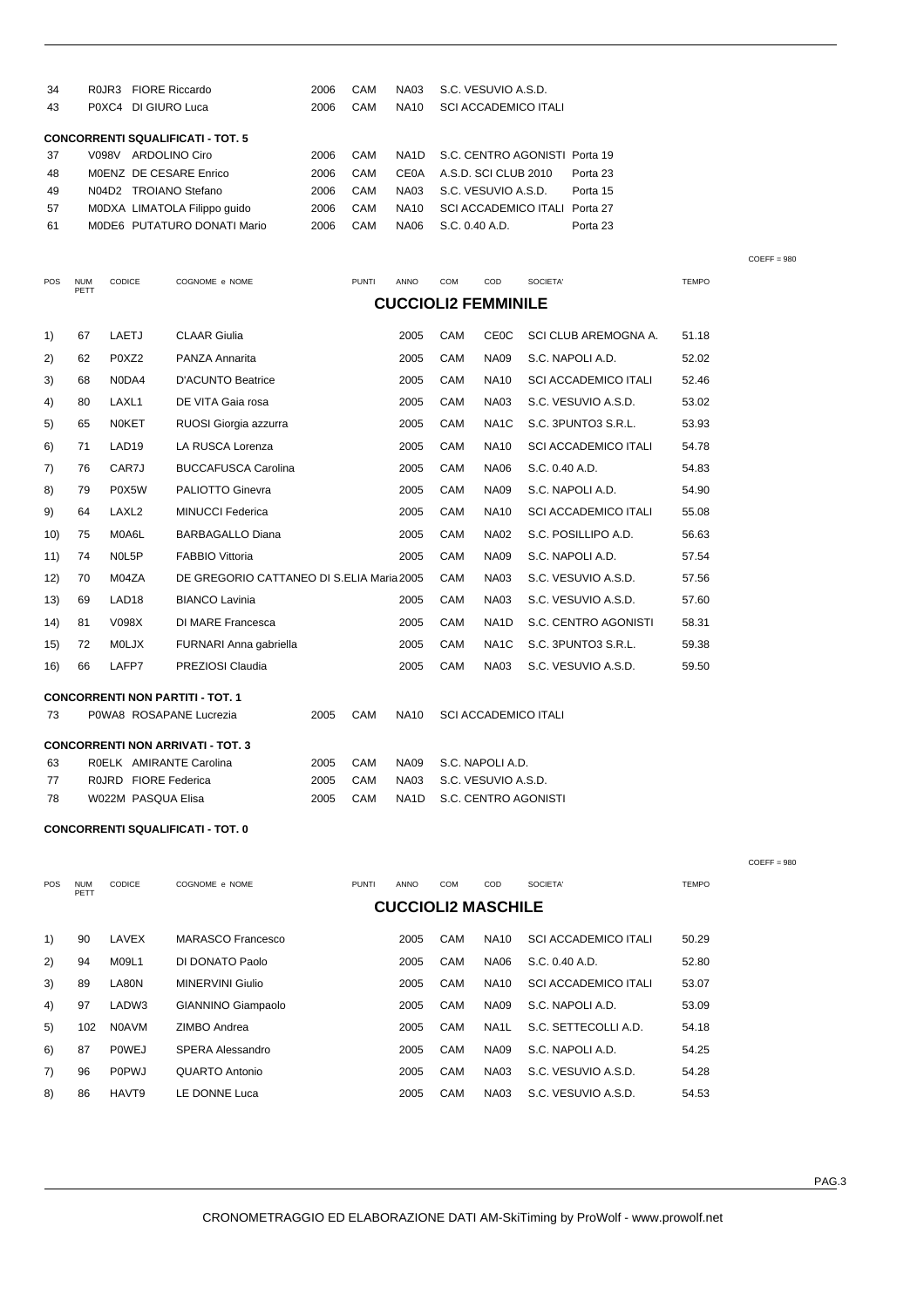| | | | | | | |
|---|---|---|---|---|---|---|
| 34 | R0JR3 | FIORE Riccardo | 2006 | CAM | NA03 | S.C. VESUVIO A.S.D. |
| 43 | P0XC4 | DI GIURO Luca | 2006 | CAM | NA10 | SCI ACCADEMICO ITALI |

**CONCORRENTI SQUALIFICATI - TOT. 5**

| | | | | | | | |
|---|---|---|---|---|---|---|---|
| 37 | V098V | ARDOLINO Ciro | 2006 | CAM | NA1D | S.C. CENTRO AGONISTI | Porta 19 |
| 48 | M0ENZ | DE CESARE Enrico | 2006 | CAM | CE0A | A.S.D. SCI CLUB 2010 | Porta 23 |
| 49 | N04D2 | TROIANO Stefano | 2006 | CAM | NA03 | S.C. VESUVIO A.S.D. | Porta 15 |
| 57 | M0DXA | LIMATOLA Filippo guido | 2006 | CAM | NA10 | SCI ACCADEMICO ITALI | Porta 27 |
| 61 | M0DE6 | PUTATURO DONATI Mario | 2006 | CAM | NA06 | S.C. 0.40 A.D. | Porta 23 |

COEFF = 980

## CUCCIOLI2 FEMMINILE

| POS | NUM PETT | CODICE | COGNOME e NOME | PUNTI | ANNO | COM | COD | SOCIETA' | TEMPO |
|---|---|---|---|---|---|---|---|---|---|
| 1) | 67 | LAETJ | CLAAR Giulia | | 2005 | CAM | CE0C | SCI CLUB AREMOGNA A. | 51.18 |
| 2) | 62 | P0XZ2 | PANZA Annarita | | 2005 | CAM | NA09 | S.C. NAPOLI A.D. | 52.02 |
| 3) | 68 | N0DA4 | D'ACUNTO Beatrice | | 2005 | CAM | NA10 | SCI ACCADEMICO ITALI | 52.46 |
| 4) | 80 | LAXL1 | DE VITA Gaia rosa | | 2005 | CAM | NA03 | S.C. VESUVIO A.S.D. | 53.02 |
| 5) | 65 | N0KET | RUOSI Giorgia azzurra | | 2005 | CAM | NA1C | S.C. 3PUNTO3 S.R.L. | 53.93 |
| 6) | 71 | LAD19 | LA RUSCA Lorenza | | 2005 | CAM | NA10 | SCI ACCADEMICO ITALI | 54.78 |
| 7) | 76 | CAR7J | BUCCAFUSCA Carolina | | 2005 | CAM | NA06 | S.C. 0.40 A.D. | 54.83 |
| 8) | 79 | P0X5W | PALIOTTO Ginevra | | 2005 | CAM | NA09 | S.C. NAPOLI A.D. | 54.90 |
| 9) | 64 | LAXL2 | MINUCCI Federica | | 2005 | CAM | NA10 | SCI ACCADEMICO ITALI | 55.08 |
| 10) | 75 | M0A6L | BARBAGALLO Diana | | 2005 | CAM | NA02 | S.C. POSILLIPO A.D. | 56.63 |
| 11) | 74 | N0L5P | FABBIO Vittoria | | 2005 | CAM | NA09 | S.C. NAPOLI A.D. | 57.54 |
| 12) | 70 | M04ZA | DE GREGORIO CATTANEO DI S.ELIA Maria | | 2005 | CAM | NA03 | S.C. VESUVIO A.S.D. | 57.56 |
| 13) | 69 | LAD18 | BIANCO Lavinia | | 2005 | CAM | NA03 | S.C. VESUVIO A.S.D. | 57.60 |
| 14) | 81 | V098X | DI MARE Francesca | | 2005 | CAM | NA1D | S.C. CENTRO AGONISTI | 58.31 |
| 15) | 72 | M0LJX | FURNARI Anna gabriella | | 2005 | CAM | NA1C | S.C. 3PUNTO3 S.R.L. | 59.38 |
| 16) | 66 | LAFP7 | PREZIOSI Claudia | | 2005 | CAM | NA03 | S.C. VESUVIO A.S.D. | 59.50 |

**CONCORRENTI NON PARTITI - TOT. 1**

| | | | | | | |
|---|---|---|---|---|---|---|
| 73 | P0WA8 | ROSAPANE Lucrezia | 2005 | CAM | NA10 | SCI ACCADEMICO ITALI |

**CONCORRENTI NON ARRIVATI - TOT. 3**

| | | | | | | |
|---|---|---|---|---|---|---|
| 63 | R0ELK | AMIRANTE Carolina | 2005 | CAM | NA09 | S.C. NAPOLI A.D. |
| 77 | R0JRD | FIORE Federica | 2005 | CAM | NA03 | S.C. VESUVIO A.S.D. |
| 78 | W022M | PASQUA Elisa | 2005 | CAM | NA1D | S.C. CENTRO AGONISTI |

**CONCORRENTI SQUALIFICATI - TOT. 0**

COEFF = 980

## CUCCIOLI2 MASCHILE

| POS | NUM PETT | CODICE | COGNOME e NOME | PUNTI | ANNO | COM | COD | SOCIETA' | TEMPO |
|---|---|---|---|---|---|---|---|---|---|
| 1) | 90 | LAVEX | MARASCO Francesco | | 2005 | CAM | NA10 | SCI ACCADEMICO ITALI | 50.29 |
| 2) | 94 | M09L1 | DI DONATO Paolo | | 2005 | CAM | NA06 | S.C. 0.40 A.D. | 52.80 |
| 3) | 89 | LA80N | MINERVINI Giulio | | 2005 | CAM | NA10 | SCI ACCADEMICO ITALI | 53.07 |
| 4) | 97 | LADW3 | GIANNINO Giampaolo | | 2005 | CAM | NA09 | S.C. NAPOLI A.D. | 53.09 |
| 5) | 102 | N0AVM | ZIMBO Andrea | | 2005 | CAM | NA1L | S.C. SETTECOLLI A.D. | 54.18 |
| 6) | 87 | P0WEJ | SPERA Alessandro | | 2005 | CAM | NA09 | S.C. NAPOLI A.D. | 54.25 |
| 7) | 96 | P0PWJ | QUARTO Antonio | | 2005 | CAM | NA03 | S.C. VESUVIO A.S.D. | 54.28 |
| 8) | 86 | HAVT9 | LE DONNE Luca | | 2005 | CAM | NA03 | S.C. VESUVIO A.S.D. | 54.53 |

CRONOMETRAGGIO ED ELABORAZIONE DATI AM-SkiTiming by ProWolf - www.prowolf.net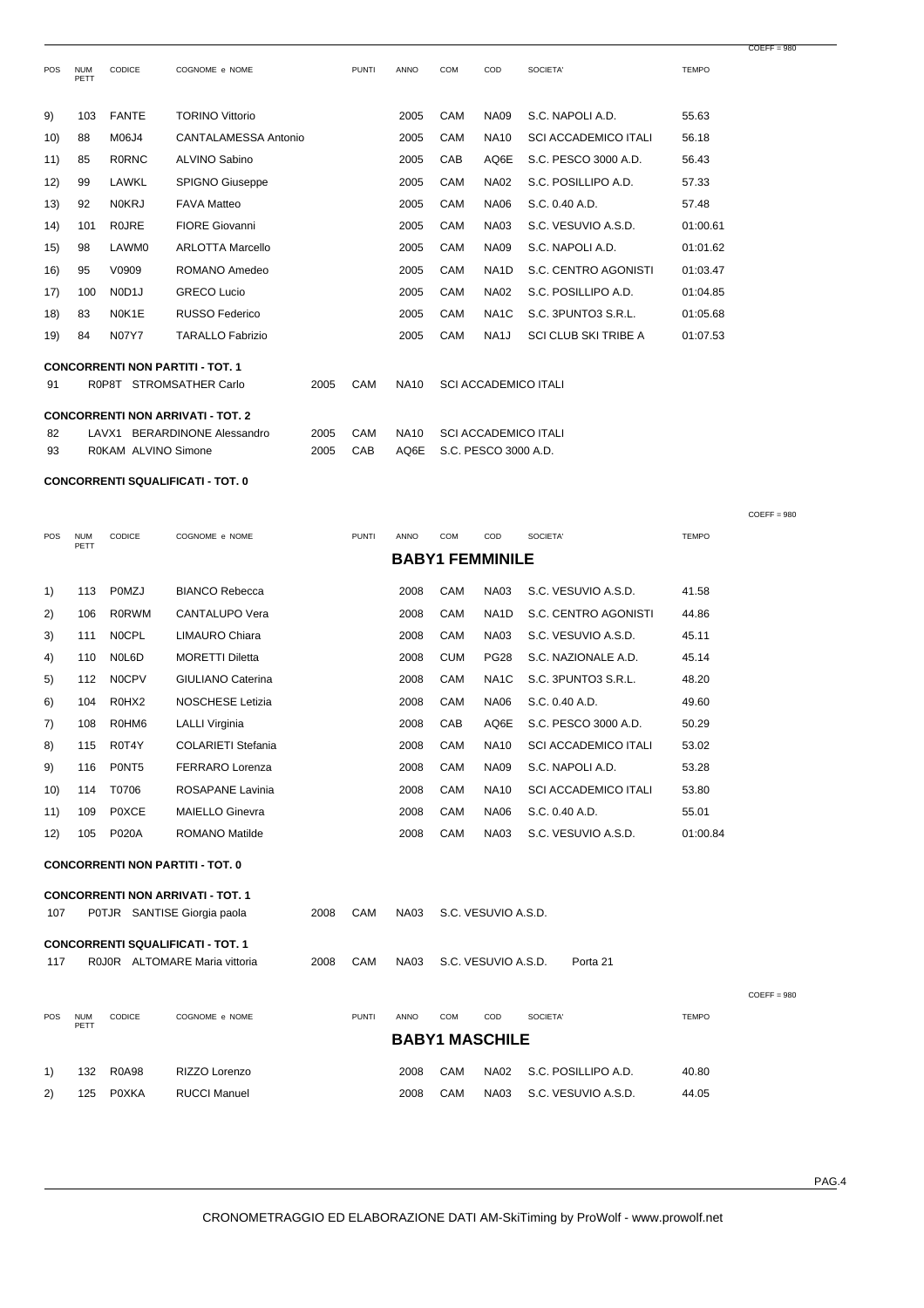COEFF = 980

| POS | NUM PETT | CODICE | COGNOME e NOME | PUNTI | ANNO | COM | COD | SOCIETA' | TEMPO |
|---|---|---|---|---|---|---|---|---|---|
| 9) | 103 | FANTE | TORINO Vittorio | | 2005 | CAM | NA09 | S.C. NAPOLI A.D. | 55.63 |
| 10) | 88 | M06J4 | CANTALAMESSA Antonio | | 2005 | CAM | NA10 | SCI ACCADEMICO ITALI | 56.18 |
| 11) | 85 | R0RNC | ALVINO Sabino | | 2005 | CAB | AQ6E | S.C. PESCO 3000 A.D. | 56.43 |
| 12) | 99 | LAWKL | SPIGNO Giuseppe | | 2005 | CAM | NA02 | S.C. POSILLIPO A.D. | 57.33 |
| 13) | 92 | N0KRJ | FAVA Matteo | | 2005 | CAM | NA06 | S.C. 0.40 A.D. | 57.48 |
| 14) | 101 | R0JRE | FIORE Giovanni | | 2005 | CAM | NA03 | S.C. VESUVIO A.S.D. | 01:00.61 |
| 15) | 98 | LAWM0 | ARLOTTA Marcello | | 2005 | CAM | NA09 | S.C. NAPOLI A.D. | 01:01.62 |
| 16) | 95 | V0909 | ROMANO Amedeo | | 2005 | CAM | NA1D | S.C. CENTRO AGONISTI | 01:03.47 |
| 17) | 100 | N0D1J | GRECO Lucio | | 2005 | CAM | NA02 | S.C. POSILLIPO A.D. | 01:04.85 |
| 18) | 83 | N0K1E | RUSSO Federico | | 2005 | CAM | NA1C | S.C. 3PUNTO3 S.R.L. | 01:05.68 |
| 19) | 84 | N07Y7 | TARALLO Fabrizio | | 2005 | CAM | NA1J | SCI CLUB SKI TRIBE A | 01:07.53 |

**CONCORRENTI NON PARTITI - TOT. 1**

91 R0P8T STROMSATHER Carlo 2005 CAM NA10 SCI ACCADEMICO ITALI

**CONCORRENTI NON ARRIVATI - TOT. 2**

82 LAVX1 BERARDINONE Alessandro 2005 CAM NA10 SCI ACCADEMICO ITALI
93 R0KAM ALVINO Simone 2005 CAB AQ6E S.C. PESCO 3000 A.D.

**CONCORRENTI SQUALIFICATI - TOT. 0**

COEFF = 980

## BABY1 FEMMINILE

| POS | NUM PETT | CODICE | COGNOME e NOME | PUNTI | ANNO | COM | COD | SOCIETA' | TEMPO |
|---|---|---|---|---|---|---|---|---|---|
| 1) | 113 | P0MZJ | BIANCO Rebecca | | 2008 | CAM | NA03 | S.C. VESUVIO A.S.D. | 41.58 |
| 2) | 106 | R0RWM | CANTALUPO Vera | | 2008 | CAM | NA1D | S.C. CENTRO AGONISTI | 44.86 |
| 3) | 111 | N0CPL | LIMAURO Chiara | | 2008 | CAM | NA03 | S.C. VESUVIO A.S.D. | 45.11 |
| 4) | 110 | N0L6D | MORETTI Diletta | | 2008 | CUM | PG28 | S.C. NAZIONALE A.D. | 45.14 |
| 5) | 112 | N0CPV | GIULIANO Caterina | | 2008 | CAM | NA1C | S.C. 3PUNTO3 S.R.L. | 48.20 |
| 6) | 104 | R0HX2 | NOSCHESE Letizia | | 2008 | CAM | NA06 | S.C. 0.40 A.D. | 49.60 |
| 7) | 108 | R0HM6 | LALLI Virginia | | 2008 | CAB | AQ6E | S.C. PESCO 3000 A.D. | 50.29 |
| 8) | 115 | R0T4Y | COLARIETI Stefania | | 2008 | CAM | NA10 | SCI ACCADEMICO ITALI | 53.02 |
| 9) | 116 | P0NT5 | FERRARO Lorenza | | 2008 | CAM | NA09 | S.C. NAPOLI A.D. | 53.28 |
| 10) | 114 | T0706 | ROSAPANE Lavinia | | 2008 | CAM | NA10 | SCI ACCADEMICO ITALI | 53.80 |
| 11) | 109 | P0XCE | MAIELLO Ginevra | | 2008 | CAM | NA06 | S.C. 0.40 A.D. | 55.01 |
| 12) | 105 | P020A | ROMANO Matilde | | 2008 | CAM | NA03 | S.C. VESUVIO A.S.D. | 01:00.84 |

**CONCORRENTI NON PARTITI - TOT. 0**

**CONCORRENTI NON ARRIVATI - TOT. 1**

107 P0TJR SANTISE Giorgia paola 2008 CAM NA03 S.C. VESUVIO A.S.D.

**CONCORRENTI SQUALIFICATI - TOT. 1**

117 R0J0R ALTOMARE Maria vittoria 2008 CAM NA03 S.C. VESUVIO A.S.D. Porta 21

COEFF = 980

## BABY1 MASCHILE

| POS | NUM PETT | CODICE | COGNOME e NOME | PUNTI | ANNO | COM | COD | SOCIETA' | TEMPO |
|---|---|---|---|---|---|---|---|---|---|
| 1) | 132 | R0A98 | RIZZO Lorenzo | | 2008 | CAM | NA02 | S.C. POSILLIPO A.D. | 40.80 |
| 2) | 125 | P0XKA | RUCCI Manuel | | 2008 | CAM | NA03 | S.C. VESUVIO A.S.D. | 44.05 |

CRONOMETRAGGIO ED ELABORAZIONE DATI AM-SkiTiming by ProWolf - www.prowolf.net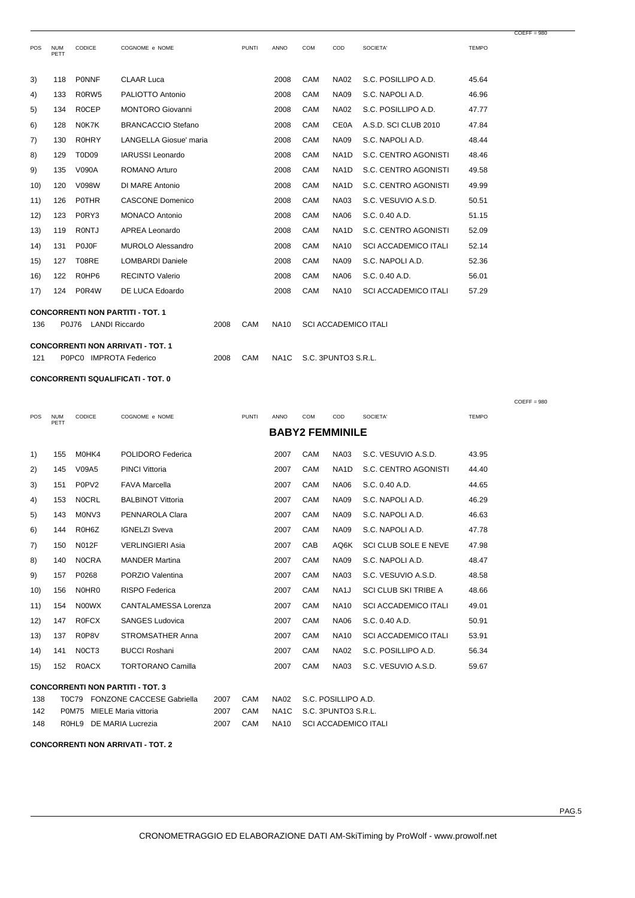COEFF = 980

| POS | NUM PETT | CODICE | COGNOME e NOME | PUNTI | ANNO | COM | COD | SOCIETA' | TEMPO |
|---|---|---|---|---|---|---|---|---|---|
| 3) | 118 | P0NNF | CLAAR Luca | | 2008 | CAM | NA02 | S.C. POSILLIPO A.D. | 45.64 |
| 4) | 133 | R0RW5 | PALIOTTO Antonio | | 2008 | CAM | NA09 | S.C. NAPOLI A.D. | 46.96 |
| 5) | 134 | R0CEP | MONTORO Giovanni | | 2008 | CAM | NA02 | S.C. POSILLIPO A.D. | 47.77 |
| 6) | 128 | N0K7K | BRANCACCIO Stefano | | 2008 | CAM | CE0A | A.S.D. SCI CLUB 2010 | 47.84 |
| 7) | 130 | R0HRY | LANGELLA Giosue' maria | | 2008 | CAM | NA09 | S.C. NAPOLI A.D. | 48.44 |
| 8) | 129 | T0D09 | IARUSSI Leonardo | | 2008 | CAM | NA1D | S.C. CENTRO AGONISTI | 48.46 |
| 9) | 135 | V090A | ROMANO Arturo | | 2008 | CAM | NA1D | S.C. CENTRO AGONISTI | 49.58 |
| 10) | 120 | V098W | DI MARE Antonio | | 2008 | CAM | NA1D | S.C. CENTRO AGONISTI | 49.99 |
| 11) | 126 | P0THR | CASCONE Domenico | | 2008 | CAM | NA03 | S.C. VESUVIO A.S.D. | 50.51 |
| 12) | 123 | P0RY3 | MONACO Antonio | | 2008 | CAM | NA06 | S.C. 0.40 A.D. | 51.15 |
| 13) | 119 | R0NTJ | APREA Leonardo | | 2008 | CAM | NA1D | S.C. CENTRO AGONISTI | 52.09 |
| 14) | 131 | P0J0F | MUROLO Alessandro | | 2008 | CAM | NA10 | SCI ACCADEMICO ITALI | 52.14 |
| 15) | 127 | T08RE | LOMBARDI Daniele | | 2008 | CAM | NA09 | S.C. NAPOLI A.D. | 52.36 |
| 16) | 122 | R0HP6 | RECINTO Valerio | | 2008 | CAM | NA06 | S.C. 0.40 A.D. | 56.01 |
| 17) | 124 | P0R4W | DE LUCA Edoardo | | 2008 | CAM | NA10 | SCI ACCADEMICO ITALI | 57.29 |

**CONCORRENTI NON PARTITI - TOT. 1**

| NUM | CODICE | COGNOME e NOME | ANNO | COM | COD | SOCIETA' |
|---|---|---|---|---|---|---|
| 136 | P0J76 | LANDI Riccardo | 2008 | CAM | NA10 | SCI ACCADEMICO ITALI |

**CONCORRENTI NON ARRIVATI - TOT. 1**

| NUM | CODICE | COGNOME e NOME | ANNO | COM | COD | SOCIETA' |
|---|---|---|---|---|---|---|
| 121 | P0PC0 | IMPROTA Federico | 2008 | CAM | NA1C | S.C. 3PUNTO3 S.R.L. |

**CONCORRENTI SQUALIFICATI - TOT. 0**

COEFF = 980

## BABY2 FEMMINILE

| POS | NUM PETT | CODICE | COGNOME e NOME | PUNTI | ANNO | COM | COD | SOCIETA' | TEMPO |
|---|---|---|---|---|---|---|---|---|---|
| 1) | 155 | M0HK4 | POLIDORO Federica | | 2007 | CAM | NA03 | S.C. VESUVIO A.S.D. | 43.95 |
| 2) | 145 | V09A5 | PINCI Vittoria | | 2007 | CAM | NA1D | S.C. CENTRO AGONISTI | 44.40 |
| 3) | 151 | P0PV2 | FAVA Marcella | | 2007 | CAM | NA06 | S.C. 0.40 A.D. | 44.65 |
| 4) | 153 | N0CRL | BALBINOT Vittoria | | 2007 | CAM | NA09 | S.C. NAPOLI A.D. | 46.29 |
| 5) | 143 | M0NV3 | PENNAROLA Clara | | 2007 | CAM | NA09 | S.C. NAPOLI A.D. | 46.63 |
| 6) | 144 | R0H6Z | IGNELZI Sveva | | 2007 | CAM | NA09 | S.C. NAPOLI A.D. | 47.78 |
| 7) | 150 | N012F | VERLINGIERI Asia | | 2007 | CAB | AQ6K | SCI CLUB SOLE E NEVE | 47.98 |
| 8) | 140 | N0CRA | MANDER Martina | | 2007 | CAM | NA09 | S.C. NAPOLI A.D. | 48.47 |
| 9) | 157 | P0268 | PORZIO Valentina | | 2007 | CAM | NA03 | S.C. VESUVIO A.S.D. | 48.58 |
| 10) | 156 | N0HR0 | RISPO Federica | | 2007 | CAM | NA1J | SCI CLUB SKI TRIBE A | 48.66 |
| 11) | 154 | N00WX | CANTALAMESSA Lorenza | | 2007 | CAM | NA10 | SCI ACCADEMICO ITALI | 49.01 |
| 12) | 147 | R0FCX | SANGES Ludovica | | 2007 | CAM | NA06 | S.C. 0.40 A.D. | 50.91 |
| 13) | 137 | R0P8V | STROMSATHER Anna | | 2007 | CAM | NA10 | SCI ACCADEMICO ITALI | 53.91 |
| 14) | 141 | N0CT3 | BUCCI Roshani | | 2007 | CAM | NA02 | S.C. POSILLIPO A.D. | 56.34 |
| 15) | 152 | R0ACX | TORTORANO Camilla | | 2007 | CAM | NA03 | S.C. VESUVIO A.S.D. | 59.67 |

**CONCORRENTI NON PARTITI - TOT. 3**

| NUM | CODICE | COGNOME e NOME | ANNO | COM | COD | SOCIETA' |
|---|---|---|---|---|---|---|
| 138 | T0C79 | FONZONE CACCESE Gabriella | 2007 | CAM | NA02 | S.C. POSILLIPO A.D. |
| 142 | P0M75 | MIELE Maria vittoria | 2007 | CAM | NA1C | S.C. 3PUNTO3 S.R.L. |
| 148 | R0HL9 | DE MARIA Lucrezia | 2007 | CAM | NA10 | SCI ACCADEMICO ITALI |

**CONCORRENTI NON ARRIVATI - TOT. 2**

CRONOMETRAGGIO ED ELABORAZIONE DATI AM-SkiTiming by ProWolf - www.prowolf.net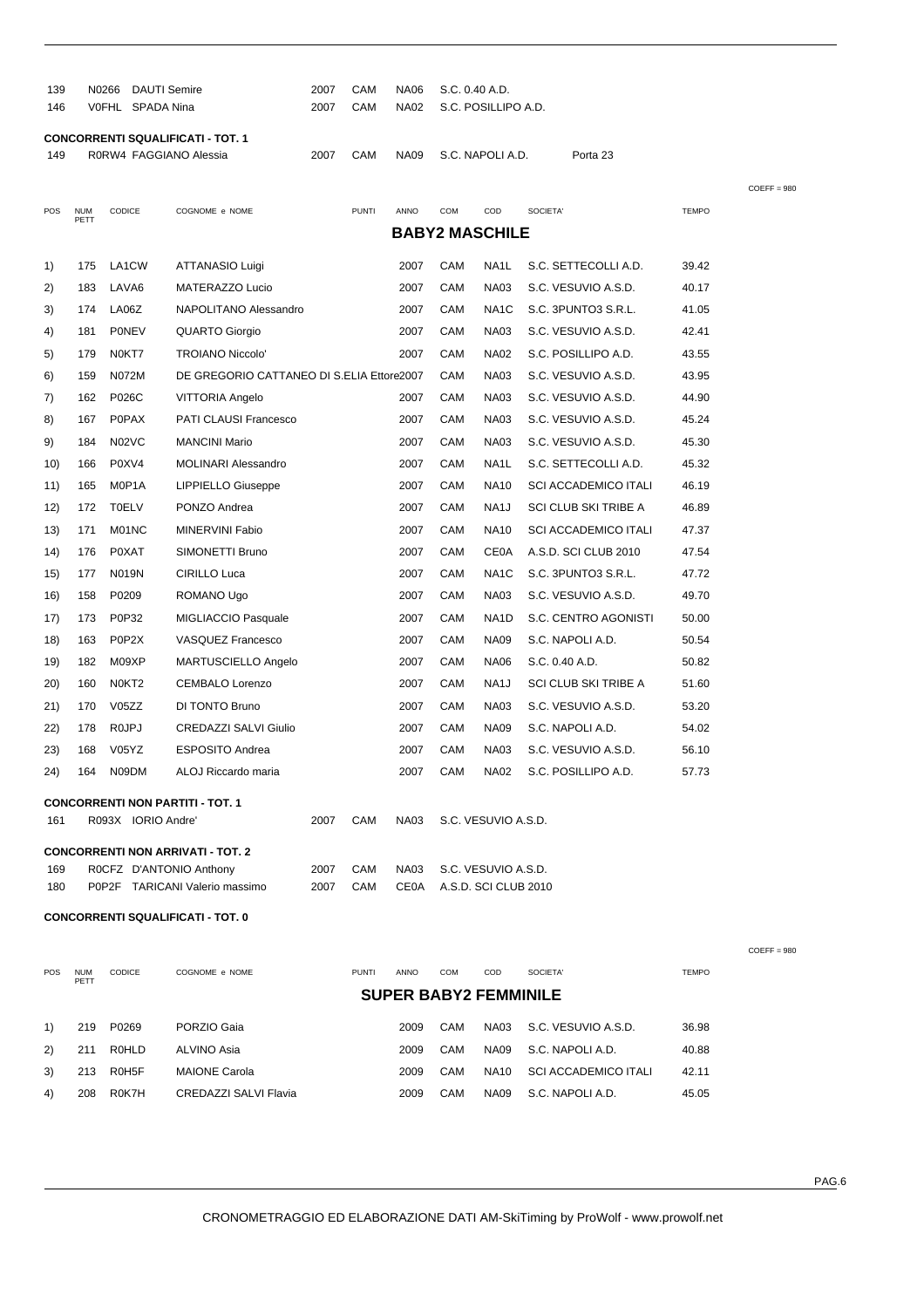| | | | | | | | |
|---|---|---|---|---|---|---|---|
| 139 | N0266 | DAUTI Semire | 2007 | CAM | NA06 | S.C. 0.40 A.D. | |
| 146 | V0FHL | SPADA Nina | 2007 | CAM | NA02 | S.C. POSILLIPO A.D. | |

**CONCORRENTI SQUALIFICATI - TOT. 1**

| | | | | | | | |
|---|---|---|---|---|---|---|---|
| 149 | R0RW4 | FAGGIANO Alessia | 2007 | CAM | NA09 | S.C. NAPOLI A.D. | Porta 23 |

COEFF = 980

## BABY2 MASCHILE

| POS | NUM PETT | CODICE | COGNOME e NOME | PUNTI | ANNO | COM | COD | SOCIETA' | TEMPO |
|---|---|---|---|---|---|---|---|---|---|
| 1) | 175 | LA1CW | ATTANASIO Luigi | | 2007 | CAM | NA1L | S.C. SETTECOLLI A.D. | 39.42 |
| 2) | 183 | LAVA6 | MATERAZZO Lucio | | 2007 | CAM | NA03 | S.C. VESUVIO A.S.D. | 40.17 |
| 3) | 174 | LA06Z | NAPOLITANO Alessandro | | 2007 | CAM | NA1C | S.C. 3PUNTO3 S.R.L. | 41.05 |
| 4) | 181 | P0NEV | QUARTO Giorgio | | 2007 | CAM | NA03 | S.C. VESUVIO A.S.D. | 42.41 |
| 5) | 179 | N0KT7 | TROIANO Niccolo' | | 2007 | CAM | NA02 | S.C. POSILLIPO A.D. | 43.55 |
| 6) | 159 | N072M | DE GREGORIO CATTANEO DI S.ELIA Ettore | | 2007 | CAM | NA03 | S.C. VESUVIO A.S.D. | 43.95 |
| 7) | 162 | P026C | VITTORIA Angelo | | 2007 | CAM | NA03 | S.C. VESUVIO A.S.D. | 44.90 |
| 8) | 167 | P0PAX | PATI CLAUSI Francesco | | 2007 | CAM | NA03 | S.C. VESUVIO A.S.D. | 45.24 |
| 9) | 184 | N02VC | MANCINI Mario | | 2007 | CAM | NA03 | S.C. VESUVIO A.S.D. | 45.30 |
| 10) | 166 | P0XV4 | MOLINARI Alessandro | | 2007 | CAM | NA1L | S.C. SETTECOLLI A.D. | 45.32 |
| 11) | 165 | M0P1A | LIPPIELLO Giuseppe | | 2007 | CAM | NA10 | SCI ACCADEMICO ITALI | 46.19 |
| 12) | 172 | T0ELV | PONZO Andrea | | 2007 | CAM | NA1J | SCI CLUB SKI TRIBE A | 46.89 |
| 13) | 171 | M01NC | MINERVINI Fabio | | 2007 | CAM | NA10 | SCI ACCADEMICO ITALI | 47.37 |
| 14) | 176 | P0XAT | SIMONETTI Bruno | | 2007 | CAM | CE0A | A.S.D. SCI CLUB 2010 | 47.54 |
| 15) | 177 | N019N | CIRILLO Luca | | 2007 | CAM | NA1C | S.C. 3PUNTO3 S.R.L. | 47.72 |
| 16) | 158 | P0209 | ROMANO Ugo | | 2007 | CAM | NA03 | S.C. VESUVIO A.S.D. | 49.70 |
| 17) | 173 | P0P32 | MIGLIACCIO Pasquale | | 2007 | CAM | NA1D | S.C. CENTRO AGONISTI | 50.00 |
| 18) | 163 | P0P2X | VASQUEZ Francesco | | 2007 | CAM | NA09 | S.C. NAPOLI A.D. | 50.54 |
| 19) | 182 | M09XP | MARTUSCIELLO Angelo | | 2007 | CAM | NA06 | S.C. 0.40 A.D. | 50.82 |
| 20) | 160 | N0KT2 | CEMBALO Lorenzo | | 2007 | CAM | NA1J | SCI CLUB SKI TRIBE A | 51.60 |
| 21) | 170 | V05ZZ | DI TONTO Bruno | | 2007 | CAM | NA03 | S.C. VESUVIO A.S.D. | 53.20 |
| 22) | 178 | R0JPJ | CREDAZZI SALVI Giulio | | 2007 | CAM | NA09 | S.C. NAPOLI A.D. | 54.02 |
| 23) | 168 | V05YZ | ESPOSITO Andrea | | 2007 | CAM | NA03 | S.C. VESUVIO A.S.D. | 56.10 |
| 24) | 164 | N09DM | ALOJ Riccardo maria | | 2007 | CAM | NA02 | S.C. POSILLIPO A.D. | 57.73 |

**CONCORRENTI NON PARTITI - TOT. 1**

| | | | | | | |
|---|---|---|---|---|---|---|
| 161 | R093X | IORIO Andre' | 2007 | CAM | NA03 | S.C. VESUVIO A.S.D. |

**CONCORRENTI NON ARRIVATI - TOT. 2**

| | | | | | | |
|---|---|---|---|---|---|---|
| 169 | R0CFZ | D'ANTONIO Anthony | 2007 | CAM | NA03 | S.C. VESUVIO A.S.D. |
| 180 | P0P2F | TARICANI Valerio massimo | 2007 | CAM | CE0A | A.S.D. SCI CLUB 2010 |

**CONCORRENTI SQUALIFICATI - TOT. 0**

COEFF = 980

## SUPER BABY2 FEMMINILE

| POS | NUM PETT | CODICE | COGNOME e NOME | PUNTI | ANNO | COM | COD | SOCIETA' | TEMPO |
|---|---|---|---|---|---|---|---|---|---|
| 1) | 219 | P0269 | PORZIO Gaia | | 2009 | CAM | NA03 | S.C. VESUVIO A.S.D. | 36.98 |
| 2) | 211 | R0HLD | ALVINO Asia | | 2009 | CAM | NA09 | S.C. NAPOLI A.D. | 40.88 |
| 3) | 213 | R0H5F | MAIONE Carola | | 2009 | CAM | NA10 | SCI ACCADEMICO ITALI | 42.11 |
| 4) | 208 | R0K7H | CREDAZZI SALVI Flavia | | 2009 | CAM | NA09 | S.C. NAPOLI A.D. | 45.05 |

CRONOMETRAGGIO ED ELABORAZIONE DATI AM-SkiTiming by ProWolf - www.prowolf.net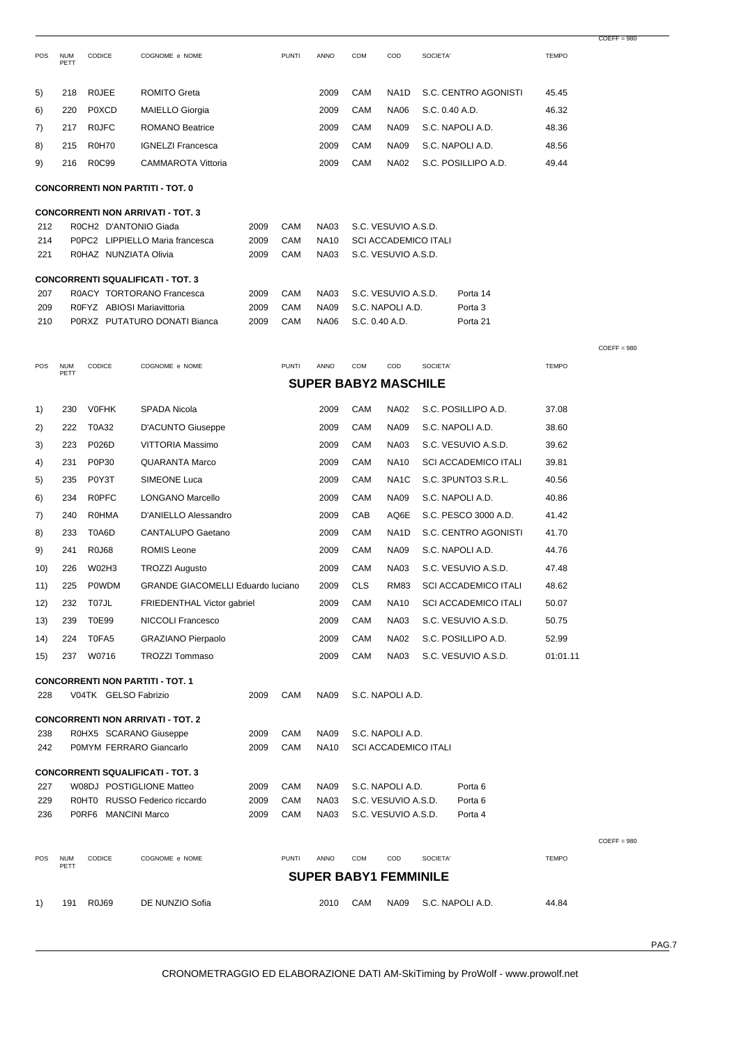COEFF = 980

| POS | NUM PETT | CODICE | COGNOME e NOME | PUNTI | ANNO | COM | COD | SOCIETA' | TEMPO |
|---|---|---|---|---|---|---|---|---|---|
| 5) | 218 | R0JEE | ROMITO Greta | | 2009 | CAM | NA1D | S.C. CENTRO AGONISTI | 45.45 |
| 6) | 220 | P0XCD | MAIELLO Giorgia | | 2009 | CAM | NA06 | S.C. 0.40 A.D. | 46.32 |
| 7) | 217 | R0JFC | ROMANO Beatrice | | 2009 | CAM | NA09 | S.C. NAPOLI A.D. | 48.36 |
| 8) | 215 | R0H70 | IGNELZI Francesca | | 2009 | CAM | NA09 | S.C. NAPOLI A.D. | 48.56 |
| 9) | 216 | R0C99 | CAMMAROTA Vittoria | | 2009 | CAM | NA02 | S.C. POSILLIPO A.D. | 49.44 |

**CONCORRENTI NON PARTITI - TOT. 0**

**CONCORRENTI NON ARRIVATI - TOT. 3**

| | | | | | | | |
|---|---|---|---|---|---|---|---|
| 212 | R0CH2 | D'ANTONIO Giada | 2009 | CAM | NA03 | S.C. VESUVIO A.S.D. | |
| 214 | P0PC2 | LIPPIELLO Maria francesca | 2009 | CAM | NA10 | SCI ACCADEMICO ITALI | |
| 221 | R0HAZ | NUNZIATA Olivia | 2009 | CAM | NA03 | S.C. VESUVIO A.S.D. | |

**CONCORRENTI SQUALIFICATI - TOT. 3**

| | | | | | | | |
|---|---|---|---|---|---|---|---|
| 207 | R0ACY | TORTORANO Francesca | 2009 | CAM | NA03 | S.C. VESUVIO A.S.D. | Porta 14 |
| 209 | R0FYZ | ABIOSI Mariavittoria | 2009 | CAM | NA09 | S.C. NAPOLI A.D. | Porta 3 |
| 210 | P0RXZ | PUTATURO DONATI Bianca | 2009 | CAM | NA06 | S.C. 0.40 A.D. | Porta 21 |

COEFF = 980

## SUPER BABY2 MASCHILE

| POS | NUM PETT | CODICE | COGNOME e NOME | PUNTI | ANNO | COM | COD | SOCIETA' | TEMPO |
|---|---|---|---|---|---|---|---|---|---|
| 1) | 230 | V0FHK | SPADA Nicola | | 2009 | CAM | NA02 | S.C. POSILLIPO A.D. | 37.08 |
| 2) | 222 | T0A32 | D'ACUNTO Giuseppe | | 2009 | CAM | NA09 | S.C. NAPOLI A.D. | 38.60 |
| 3) | 223 | P026D | VITTORIA Massimo | | 2009 | CAM | NA03 | S.C. VESUVIO A.S.D. | 39.62 |
| 4) | 231 | P0P30 | QUARANTA Marco | | 2009 | CAM | NA10 | SCI ACCADEMICO ITALI | 39.81 |
| 5) | 235 | P0Y3T | SIMEONE Luca | | 2009 | CAM | NA1C | S.C. 3PUNTO3 S.R.L. | 40.56 |
| 6) | 234 | R0PFC | LONGANO Marcello | | 2009 | CAM | NA09 | S.C. NAPOLI A.D. | 40.86 |
| 7) | 240 | R0HMA | D'ANIELLO Alessandro | | 2009 | CAB | AQ6E | S.C. PESCO 3000 A.D. | 41.42 |
| 8) | 233 | T0A6D | CANTALUPO Gaetano | | 2009 | CAM | NA1D | S.C. CENTRO AGONISTI | 41.70 |
| 9) | 241 | R0J68 | ROMIS Leone | | 2009 | CAM | NA09 | S.C. NAPOLI A.D. | 44.76 |
| 10) | 226 | W02H3 | TROZZI Augusto | | 2009 | CAM | NA03 | S.C. VESUVIO A.S.D. | 47.48 |
| 11) | 225 | P0WDM | GRANDE GIACOMELLI Eduardo luciano | | 2009 | CLS | RM83 | SCI ACCADEMICO ITALI | 48.62 |
| 12) | 232 | T07JL | FRIEDENTHAL Victor gabriel | | 2009 | CAM | NA10 | SCI ACCADEMICO ITALI | 50.07 |
| 13) | 239 | T0E99 | NICCOLI Francesco | | 2009 | CAM | NA03 | S.C. VESUVIO A.S.D. | 50.75 |
| 14) | 224 | T0FA5 | GRAZIANO Pierpaolo | | 2009 | CAM | NA02 | S.C. POSILLIPO A.D. | 52.99 |
| 15) | 237 | W0716 | TROZZI Tommaso | | 2009 | CAM | NA03 | S.C. VESUVIO A.S.D. | 01:01.11 |

**CONCORRENTI NON PARTITI - TOT. 1**

| | | | | | | | |
|---|---|---|---|---|---|---|---|
| 228 | V04TK | GELSO Fabrizio | 2009 | CAM | NA09 | S.C. NAPOLI A.D. | |

**CONCORRENTI NON ARRIVATI - TOT. 2**

| | | | | | | | |
|---|---|---|---|---|---|---|---|
| 238 | R0HX5 | SCARANO Giuseppe | 2009 | CAM | NA09 | S.C. NAPOLI A.D. | |
| 242 | P0MYM | FERRARO Giancarlo | 2009 | CAM | NA10 | SCI ACCADEMICO ITALI | |

**CONCORRENTI SQUALIFICATI - TOT. 3**

| | | | | | | | |
|---|---|---|---|---|---|---|---|
| 227 | W08DJ | POSTIGLIONE Matteo | 2009 | CAM | NA09 | S.C. NAPOLI A.D. | Porta 6 |
| 229 | R0HT0 | RUSSO Federico riccardo | 2009 | CAM | NA03 | S.C. VESUVIO A.S.D. | Porta 6 |
| 236 | P0RF6 | MANCINI Marco | 2009 | CAM | NA03 | S.C. VESUVIO A.S.D. | Porta 4 |

COEFF = 980

## SUPER BABY1 FEMMINILE

| POS | NUM PETT | CODICE | COGNOME e NOME | PUNTI | ANNO | COM | COD | SOCIETA' | TEMPO |
|---|---|---|---|---|---|---|---|---|---|
| 1) | 191 | R0J69 | DE NUNZIO Sofia | | 2010 | CAM | NA09 | S.C. NAPOLI A.D. | 44.84 |

CRONOMETRAGGIO ED ELABORAZIONE DATI AM-SkiTiming by ProWolf - www.prowolf.net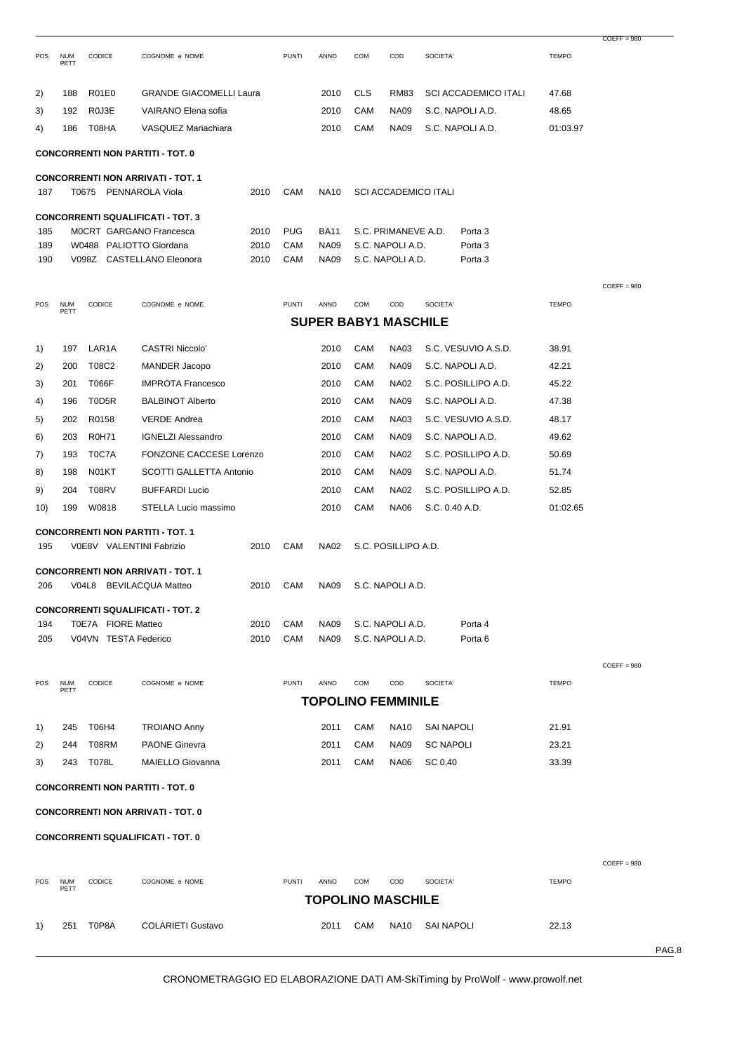COEFF = 980

| POS | NUM PETT | CODICE | COGNOME e NOME | PUNTI | ANNO | COM | COD | SOCIETA' | TEMPO |
|---|---|---|---|---|---|---|---|---|---|
| 2) | 188 | R01E0 | GRANDE GIACOMELLI Laura | | 2010 | CLS | RM83 | SCI ACCADEMICO ITALI | 47.68 |
| 3) | 192 | R0J3E | VAIRANO Elena sofia | | 2010 | CAM | NA09 | S.C. NAPOLI A.D. | 48.65 |
| 4) | 186 | T08HA | VASQUEZ Mariachiara | | 2010 | CAM | NA09 | S.C. NAPOLI A.D. | 01:03.97 |

**CONCORRENTI NON PARTITI - TOT. 0**

**CONCORRENTI NON ARRIVATI - TOT. 1**

| | | | | | | |
|---|---|---|---|---|---|---|
| 187 | T0675 | PENNAROLA Viola | 2010 | CAM | NA10 | SCI ACCADEMICO ITALI |

**CONCORRENTI SQUALIFICATI - TOT. 3**

| | | | | | | | |
|---|---|---|---|---|---|---|---|
| 185 | M0CRT | GARGANO Francesca | 2010 | PUG | BA11 | S.C. PRIMANEVE A.D. | Porta 3 |
| 189 | W0488 | PALIOTTO Giordana | 2010 | CAM | NA09 | S.C. NAPOLI A.D. | Porta 3 |
| 190 | V098Z | CASTELLANO Eleonora | 2010 | CAM | NA09 | S.C. NAPOLI A.D. | Porta 3 |

COEFF = 980

## SUPER BABY1 MASCHILE

| POS | NUM PETT | CODICE | COGNOME e NOME | PUNTI | ANNO | COM | COD | SOCIETA' | TEMPO |
|---|---|---|---|---|---|---|---|---|---|
| 1) | 197 | LAR1A | CASTRI Niccolo' | | 2010 | CAM | NA03 | S.C. VESUVIO A.S.D. | 38.91 |
| 2) | 200 | T08C2 | MANDER Jacopo | | 2010 | CAM | NA09 | S.C. NAPOLI A.D. | 42.21 |
| 3) | 201 | T066F | IMPROTA Francesco | | 2010 | CAM | NA02 | S.C. POSILLIPO A.D. | 45.22 |
| 4) | 196 | T0D5R | BALBINOT Alberto | | 2010 | CAM | NA09 | S.C. NAPOLI A.D. | 47.38 |
| 5) | 202 | R0158 | VERDE Andrea | | 2010 | CAM | NA03 | S.C. VESUVIO A.S.D. | 48.17 |
| 6) | 203 | R0H71 | IGNELZI Alessandro | | 2010 | CAM | NA09 | S.C. NAPOLI A.D. | 49.62 |
| 7) | 193 | T0C7A | FONZONE CACCESE Lorenzo | | 2010 | CAM | NA02 | S.C. POSILLIPO A.D. | 50.69 |
| 8) | 198 | N01KT | SCOTTI GALLETTA Antonio | | 2010 | CAM | NA09 | S.C. NAPOLI A.D. | 51.74 |
| 9) | 204 | T08RV | BUFFARDI Lucio | | 2010 | CAM | NA02 | S.C. POSILLIPO A.D. | 52.85 |
| 10) | 199 | W0818 | STELLA Lucio massimo | | 2010 | CAM | NA06 | S.C. 0.40 A.D. | 01:02.65 |

**CONCORRENTI NON PARTITI - TOT. 1**

| | | | | | | |
|---|---|---|---|---|---|---|
| 195 | V0E8V | VALENTINI Fabrizio | 2010 | CAM | NA02 | S.C. POSILLIPO A.D. |

**CONCORRENTI NON ARRIVATI - TOT. 1**

| | | | | | | |
|---|---|---|---|---|---|---|
| 206 | V04L8 | BEVILACQUA Matteo | 2010 | CAM | NA09 | S.C. NAPOLI A.D. |

**CONCORRENTI SQUALIFICATI - TOT. 2**

| | | | | | | | |
|---|---|---|---|---|---|---|---|
| 194 | T0E7A | FIORE Matteo | 2010 | CAM | NA09 | S.C. NAPOLI A.D. | Porta 4 |
| 205 | V04VN | TESTA Federico | 2010 | CAM | NA09 | S.C. NAPOLI A.D. | Porta 6 |

COEFF = 980

## TOPOLINO FEMMINILE

| POS | NUM PETT | CODICE | COGNOME e NOME | PUNTI | ANNO | COM | COD | SOCIETA' | TEMPO |
|---|---|---|---|---|---|---|---|---|---|
| 1) | 245 | T06H4 | TROIANO Anny | | 2011 | CAM | NA10 | SAI NAPOLI | 21.91 |
| 2) | 244 | T08RM | PAONE Ginevra | | 2011 | CAM | NA09 | SC NAPOLI | 23.21 |
| 3) | 243 | T078L | MAIELLO Giovanna | | 2011 | CAM | NA06 | SC 0,40 | 33.39 |

**CONCORRENTI NON PARTITI - TOT. 0**

**CONCORRENTI NON ARRIVATI - TOT. 0**

**CONCORRENTI SQUALIFICATI - TOT. 0**

COEFF = 980

## TOPOLINO MASCHILE

| POS | NUM PETT | CODICE | COGNOME e NOME | PUNTI | ANNO | COM | COD | SOCIETA' | TEMPO |
|---|---|---|---|---|---|---|---|---|---|
| 1) | 251 | T0P8A | COLARIETI Gustavo | | 2011 | CAM | NA10 | SAI NAPOLI | 22.13 |

CRONOMETRAGGIO ED ELABORAZIONE DATI AM-SkiTiming by ProWolf - www.prowolf.net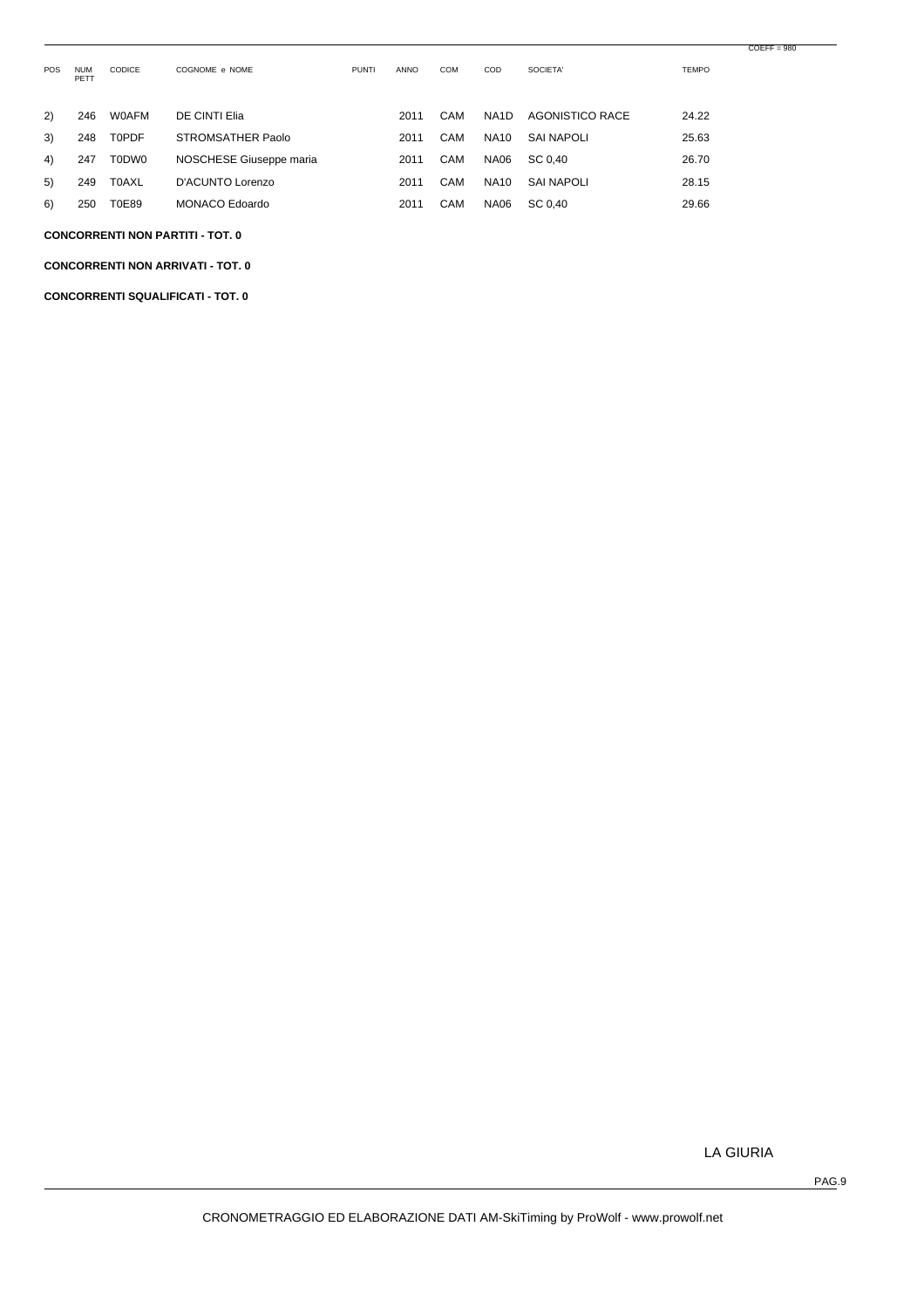COEFF = 980

| POS | NUM PETT | CODICE | COGNOME e NOME | PUNTI | ANNO | COM | COD | SOCIETA' | TEMPO |
|---|---|---|---|---|---|---|---|---|---|
| 2) | 246 | W0AFM | DE CINTI Elia | | 2011 | CAM | NA1D | AGONISTICO RACE | 24.22 |
| 3) | 248 | T0PDF | STROMSATHER Paolo | | 2011 | CAM | NA10 | SAI NAPOLI | 25.63 |
| 4) | 247 | T0DW0 | NOSCHESE Giuseppe maria | | 2011 | CAM | NA06 | SC 0,40 | 26.70 |
| 5) | 249 | T0AXL | D'ACUNTO Lorenzo | | 2011 | CAM | NA10 | SAI NAPOLI | 28.15 |
| 6) | 250 | T0E89 | MONACO Edoardo | | 2011 | CAM | NA06 | SC 0,40 | 29.66 |

**CONCORRENTI NON PARTITI - TOT. 0**

**CONCORRENTI NON ARRIVATI - TOT. 0**

**CONCORRENTI SQUALIFICATI - TOT. 0**

LA GIURIA

CRONOMETRAGGIO ED ELABORAZIONE DATI AM-SkiTiming by ProWolf - www.prowolf.net